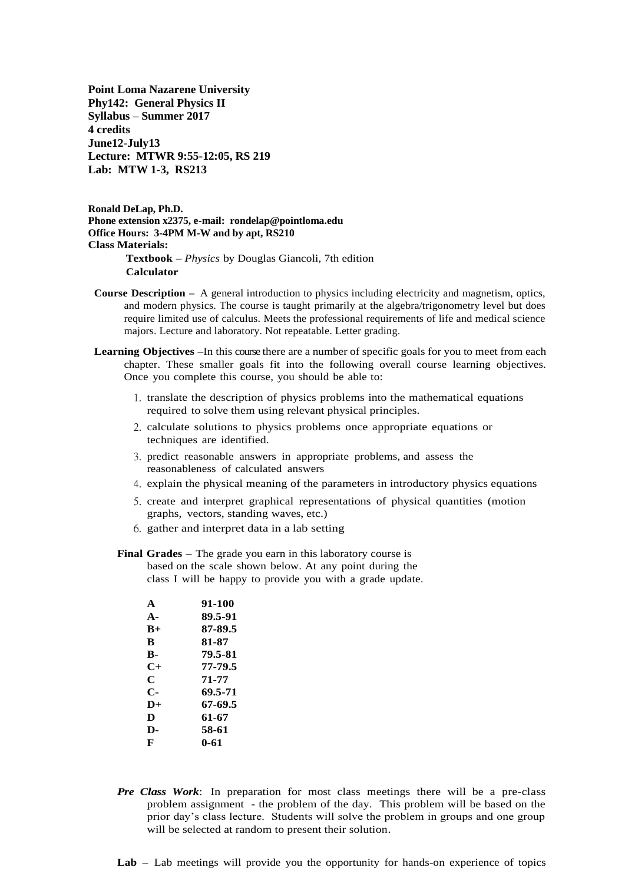**Point Loma Nazarene University**
**Phy142: General Physics II**
**Syllabus – Summer 2017**
**4 credits**
**June12-July13**
**Lecture: MTWR 9:55-12:05, RS 219**
**Lab: MTW 1-3, RS213**

**Ronald DeLap, Ph.D.**
**Phone extension x2375, e-mail: rondelap@pointloma.edu**
**Office Hours: 3-4PM M-W and by apt, RS210**
**Class Materials:**

**Textbook** – *Physics* by Douglas Giancoli, 7th edition
**Calculator**

**Course Description** – A general introduction to physics including electricity and magnetism, optics, and modern physics. The course is taught primarily at the algebra/trigonometry level but does require limited use of calculus. Meets the professional requirements of life and medical science majors. Lecture and laboratory. Not repeatable. Letter grading.

**Learning Objectives** –In this course there are a number of specific goals for you to meet from each chapter. These smaller goals fit into the following overall course learning objectives. Once you complete this course, you should be able to:

1. translate the description of physics problems into the mathematical equations required to solve them using relevant physical principles.
2. calculate solutions to physics problems once appropriate equations or techniques are identified.
3. predict reasonable answers in appropriate problems, and assess the reasonableness of calculated answers
4. explain the physical meaning of the parameters in introductory physics equations
5. create and interpret graphical representations of physical quantities (motion graphs, vectors, standing waves, etc.)
6. gather and interpret data in a lab setting

**Final Grades** – The grade you earn in this laboratory course is based on the scale shown below. At any point during the class I will be happy to provide you with a grade update.

| | |
|---|---|
| **A** | **91-100** |
| **A-** | **89.5-91** |
| **B+** | **87-89.5** |
| **B** | **81-87** |
| **B-** | **79.5-81** |
| **C+** | **77-79.5** |
| **C** | **71-77** |
| **C-** | **69.5-71** |
| **D+** | **67-69.5** |
| **D** | **61-67** |
| **D-** | **58-61** |
| **F** | **0-61** |

***Pre Class Work***: In preparation for most class meetings there will be a pre-class problem assignment - the problem of the day. This problem will be based on the prior day's class lecture. Students will solve the problem in groups and one group will be selected at random to present their solution.

**Lab** – Lab meetings will provide you the opportunity for hands-on experience of topics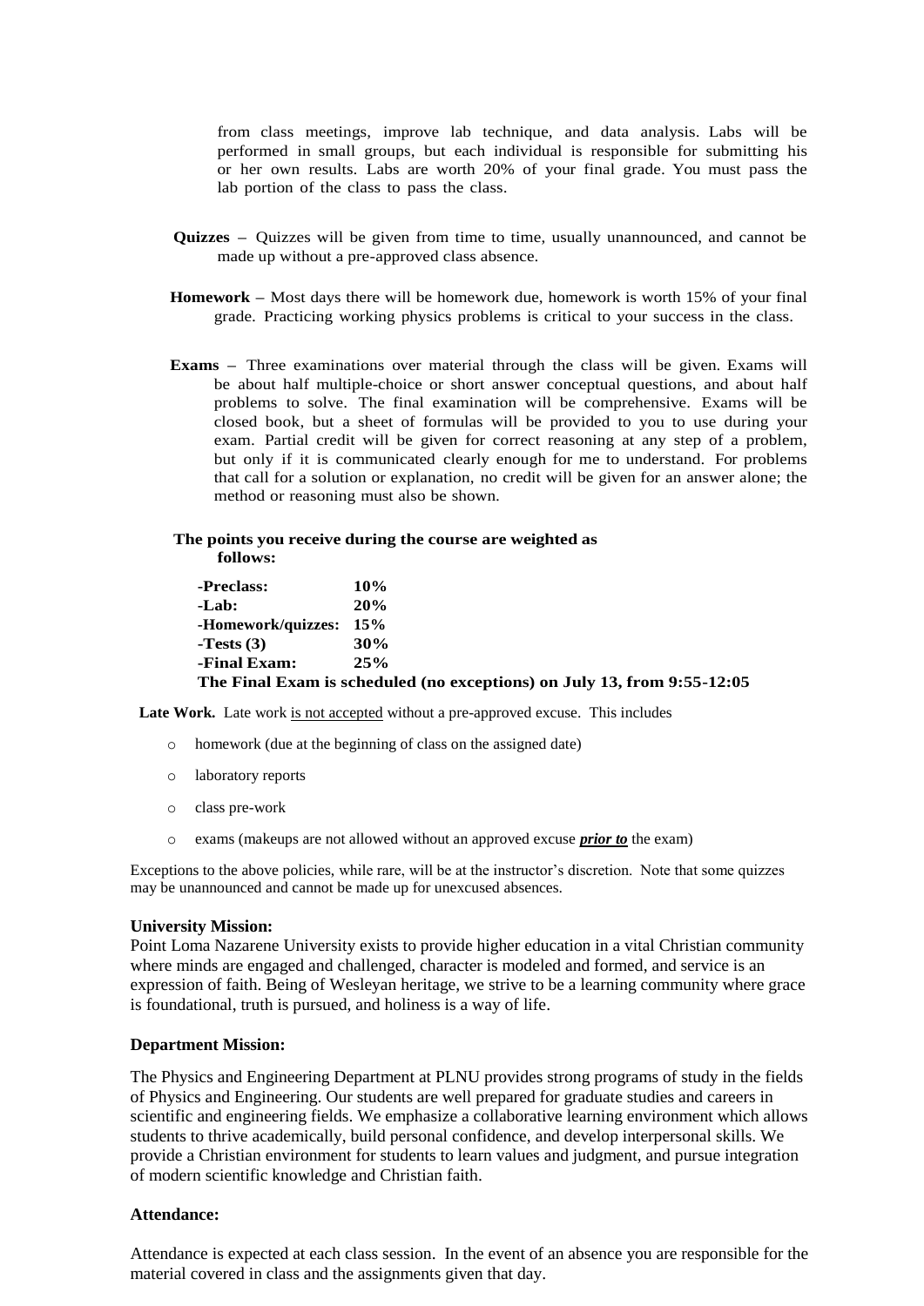from class meetings, improve lab technique, and data analysis. Labs will be performed in small groups, but each individual is responsible for submitting his or her own results. Labs are worth 20% of your final grade. You must pass the lab portion of the class to pass the class.

**Quizzes** – Quizzes will be given from time to time, usually unannounced, and cannot be made up without a pre-approved class absence.

**Homework** – Most days there will be homework due, homework is worth 15% of your final grade. Practicing working physics problems is critical to your success in the class.

**Exams** – Three examinations over material through the class will be given. Exams will be about half multiple-choice or short answer conceptual questions, and about half problems to solve. The final examination will be comprehensive. Exams will be closed book, but a sheet of formulas will be provided to you to use during your exam. Partial credit will be given for correct reasoning at any step of a problem, but only if it is communicated clearly enough for me to understand. For problems that call for a solution or explanation, no credit will be given for an answer alone; the method or reasoning must also be shown.

**The points you receive during the course are weighted as follows:**

| | |
|---|---|
| **-Preclass:** | **10%** |
| **-Lab:** | **20%** |
| **-Homework/quizzes:** | **15%** |
| **-Tests (3)** | **30%** |
| **-Final Exam:** | **25%** |

**The Final Exam is scheduled (no exceptions) on July 13, from 9:55-12:05**

**Late Work.** Late work <u>is not accepted</u> without a pre-approved excuse. This includes

- homework (due at the beginning of class on the assigned date)
- laboratory reports
- class pre-work
- exams (makeups are not allowed without an approved excuse ***<u>prior to</u>*** the exam)

Exceptions to the above policies, while rare, will be at the instructor's discretion. Note that some quizzes may be unannounced and cannot be made up for unexcused absences.

### University Mission:

Point Loma Nazarene University exists to provide higher education in a vital Christian community where minds are engaged and challenged, character is modeled and formed, and service is an expression of faith. Being of Wesleyan heritage, we strive to be a learning community where grace is foundational, truth is pursued, and holiness is a way of life.

### Department Mission:

The Physics and Engineering Department at PLNU provides strong programs of study in the fields of Physics and Engineering. Our students are well prepared for graduate studies and careers in scientific and engineering fields. We emphasize a collaborative learning environment which allows students to thrive academically, build personal confidence, and develop interpersonal skills. We provide a Christian environment for students to learn values and judgment, and pursue integration of modern scientific knowledge and Christian faith.

### Attendance:

Attendance is expected at each class session. In the event of an absence you are responsible for the material covered in class and the assignments given that day.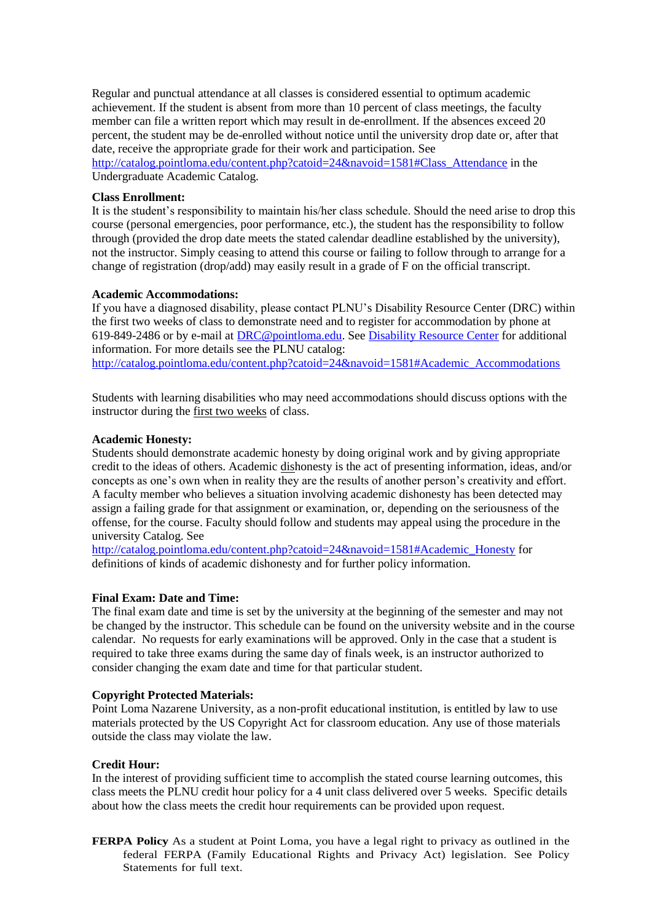Regular and punctual attendance at all classes is considered essential to optimum academic achievement. If the student is absent from more than 10 percent of class meetings, the faculty member can file a written report which may result in de-enrollment. If the absences exceed 20 percent, the student may be de-enrolled without notice until the university drop date or, after that date, receive the appropriate grade for their work and participation. See [http://catalog.pointloma.edu/content.php?catoid=24&navoid=1581#Class_Attendance](http://catalog.pointloma.edu/content.php?catoid=24&navoid=1581#Class_Attendance) in the Undergraduate Academic Catalog.

**Class Enrollment:**
It is the student's responsibility to maintain his/her class schedule. Should the need arise to drop this course (personal emergencies, poor performance, etc.), the student has the responsibility to follow through (provided the drop date meets the stated calendar deadline established by the university), not the instructor. Simply ceasing to attend this course or failing to follow through to arrange for a change of registration (drop/add) may easily result in a grade of F on the official transcript.

**Academic Accommodations:**
If you have a diagnosed disability, please contact PLNU's Disability Resource Center (DRC) within the first two weeks of class to demonstrate need and to register for accommodation by phone at 619-849-2486 or by e-mail at [DRC@pointloma.edu](mailto:DRC@pointloma.edu). See [Disability Resource Center]() for additional information. For more details see the PLNU catalog: [http://catalog.pointloma.edu/content.php?catoid=24&navoid=1581#Academic_Accommodations](http://catalog.pointloma.edu/content.php?catoid=24&navoid=1581#Academic_Accommodations)

Students with learning disabilities who may need accommodations should discuss options with the instructor during the <u>first two weeks</u> of class.

**Academic Honesty:**
Students should demonstrate academic honesty by doing original work and by giving appropriate credit to the ideas of others. Academic <u>dis</u>honesty is the act of presenting information, ideas, and/or concepts as one's own when in reality they are the results of another person's creativity and effort. A faculty member who believes a situation involving academic dishonesty has been detected may assign a failing grade for that assignment or examination, or, depending on the seriousness of the offense, for the course. Faculty should follow and students may appeal using the procedure in the university Catalog. See [http://catalog.pointloma.edu/content.php?catoid=24&navoid=1581#Academic_Honesty](http://catalog.pointloma.edu/content.php?catoid=24&navoid=1581#Academic_Honesty) for definitions of kinds of academic dishonesty and for further policy information.

**Final Exam: Date and Time:**
The final exam date and time is set by the university at the beginning of the semester and may not be changed by the instructor. This schedule can be found on the university website and in the course calendar. No requests for early examinations will be approved. Only in the case that a student is required to take three exams during the same day of finals week, is an instructor authorized to consider changing the exam date and time for that particular student.

**Copyright Protected Materials:**
Point Loma Nazarene University, as a non-profit educational institution, is entitled by law to use materials protected by the US Copyright Act for classroom education. Any use of those materials outside the class may violate the law.

**Credit Hour:**
In the interest of providing sufficient time to accomplish the stated course learning outcomes, this class meets the PLNU credit hour policy for a 4 unit class delivered over 5 weeks. Specific details about how the class meets the credit hour requirements can be provided upon request.

**FERPA Policy** As a student at Point Loma, you have a legal right to privacy as outlined in the federal FERPA (Family Educational Rights and Privacy Act) legislation. See Policy Statements for full text.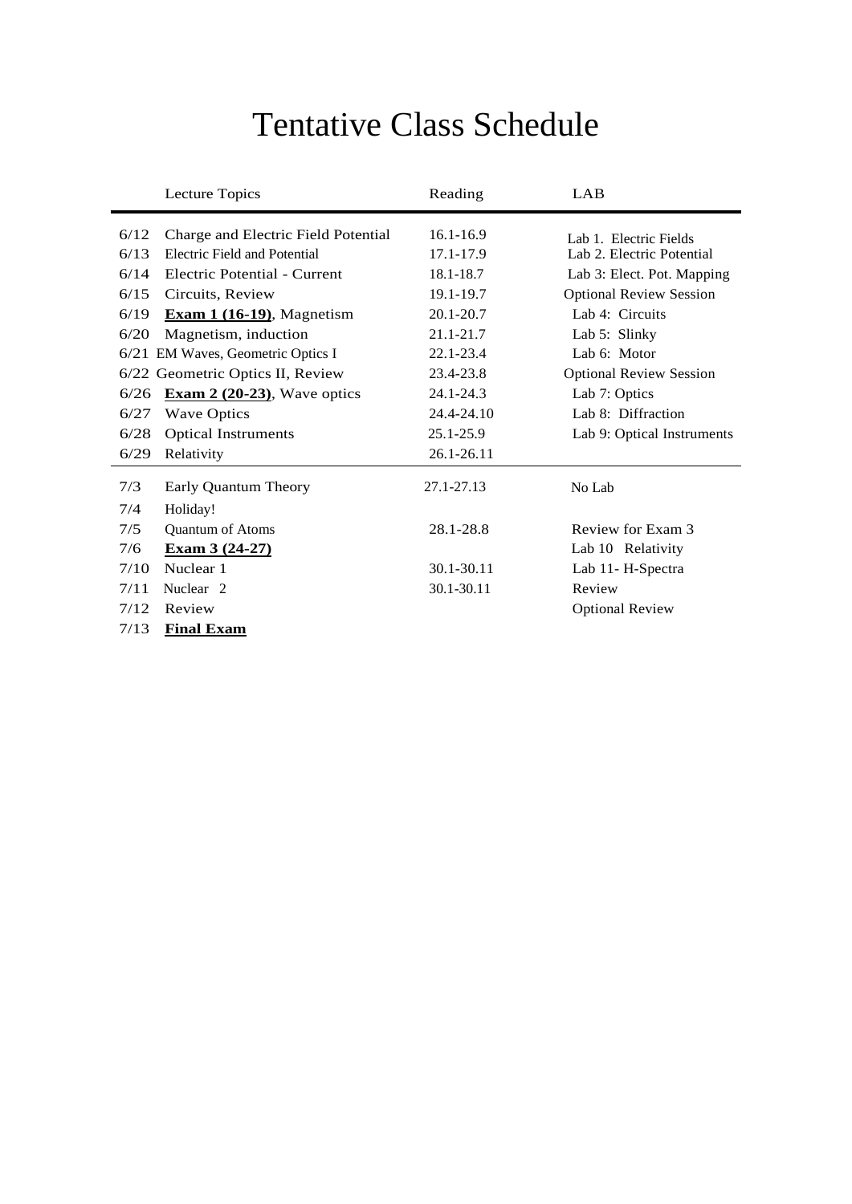# Tentative Class Schedule

| | Lecture Topics | Reading | LAB |
|---|---|---|---|
| 6/12 | Charge and Electric Field Potential | 16.1-16.9 | Lab 1. Electric Fields |
| 6/13 | Electric Field and Potential | 17.1-17.9 | Lab 2. Electric Potential |
| 6/14 | Electric Potential - Current | 18.1-18.7 | Lab 3: Elect. Pot. Mapping |
| 6/15 | Circuits, Review | 19.1-19.7 | Optional Review Session |
| 6/19 | **Exam 1 (16-19)**, Magnetism | 20.1-20.7 | Lab 4: Circuits |
| 6/20 | Magnetism, induction | 21.1-21.7 | Lab 5: Slinky |
| 6/21 | EM Waves, Geometric Optics I | 22.1-23.4 | Lab 6: Motor |
| 6/22 | Geometric Optics II, Review | 23.4-23.8 | Optional Review Session |
| 6/26 | **Exam 2 (20-23)**, Wave optics | 24.1-24.3 | Lab 7: Optics |
| 6/27 | Wave Optics | 24.4-24.10 | Lab 8: Diffraction |
| 6/28 | Optical Instruments | 25.1-25.9 | Lab 9: Optical Instruments |
| 6/29 | Relativity | 26.1-26.11 | |
| 7/3 | Early Quantum Theory | 27.1-27.13 | No Lab |
| 7/4 | Holiday! | | |
| 7/5 | Quantum of Atoms | 28.1-28.8 | Review for Exam 3 |
| 7/6 | **Exam 3 (24-27)** | | Lab 10 Relativity |
| 7/10 | Nuclear 1 | 30.1-30.11 | Lab 11- H-Spectra |
| 7/11 | Nuclear 2 | 30.1-30.11 | Review |
| 7/12 | Review | | Optional Review |
| 7/13 | **Final Exam** | | |